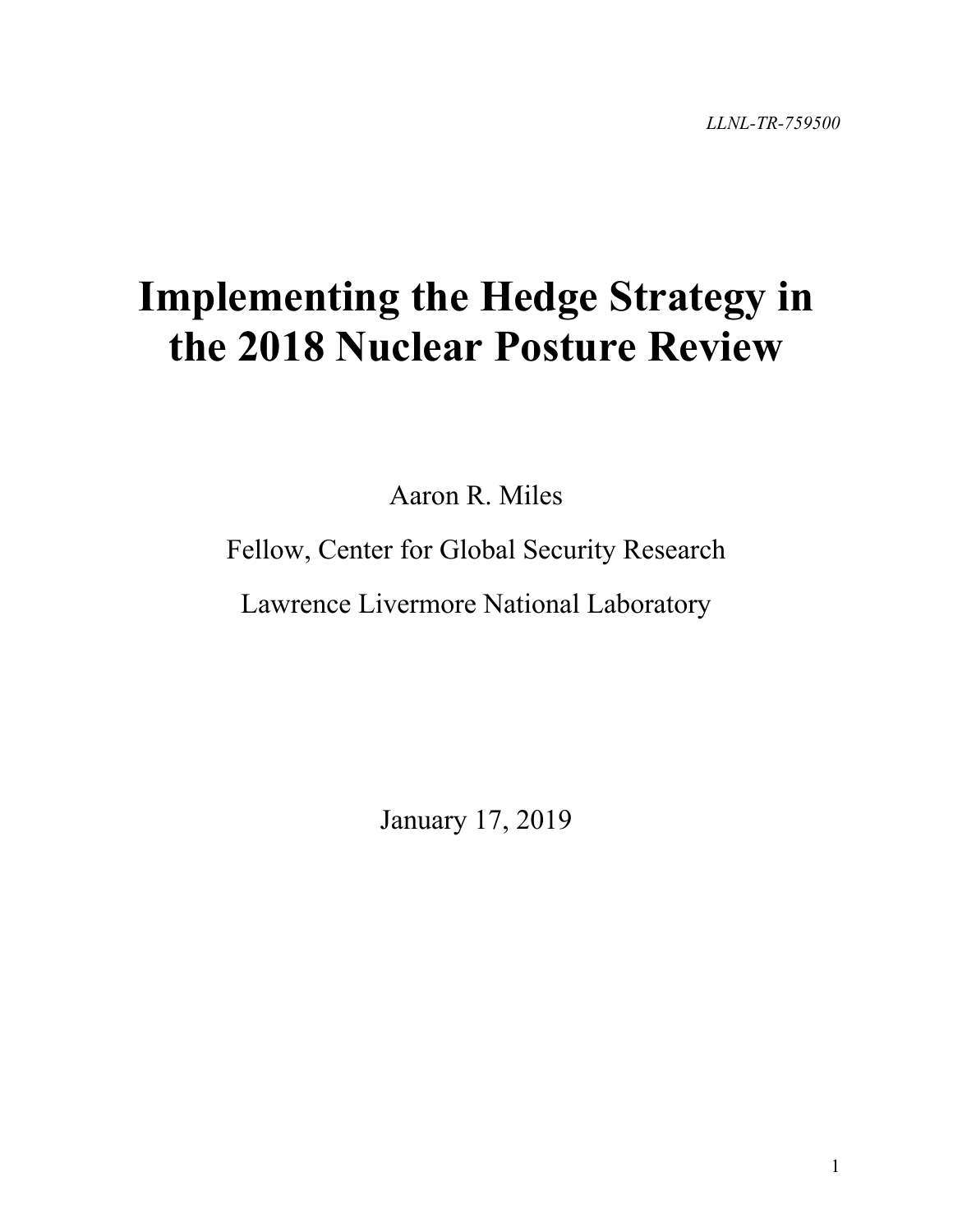*LLNL-TR-759500*

# Implementing the Hedge Strategy in the 2018 Nuclear Posture Review

Aaron R. Miles

Fellow, Center for Global Security Research

Lawrence Livermore National Laboratory

January 17, 2019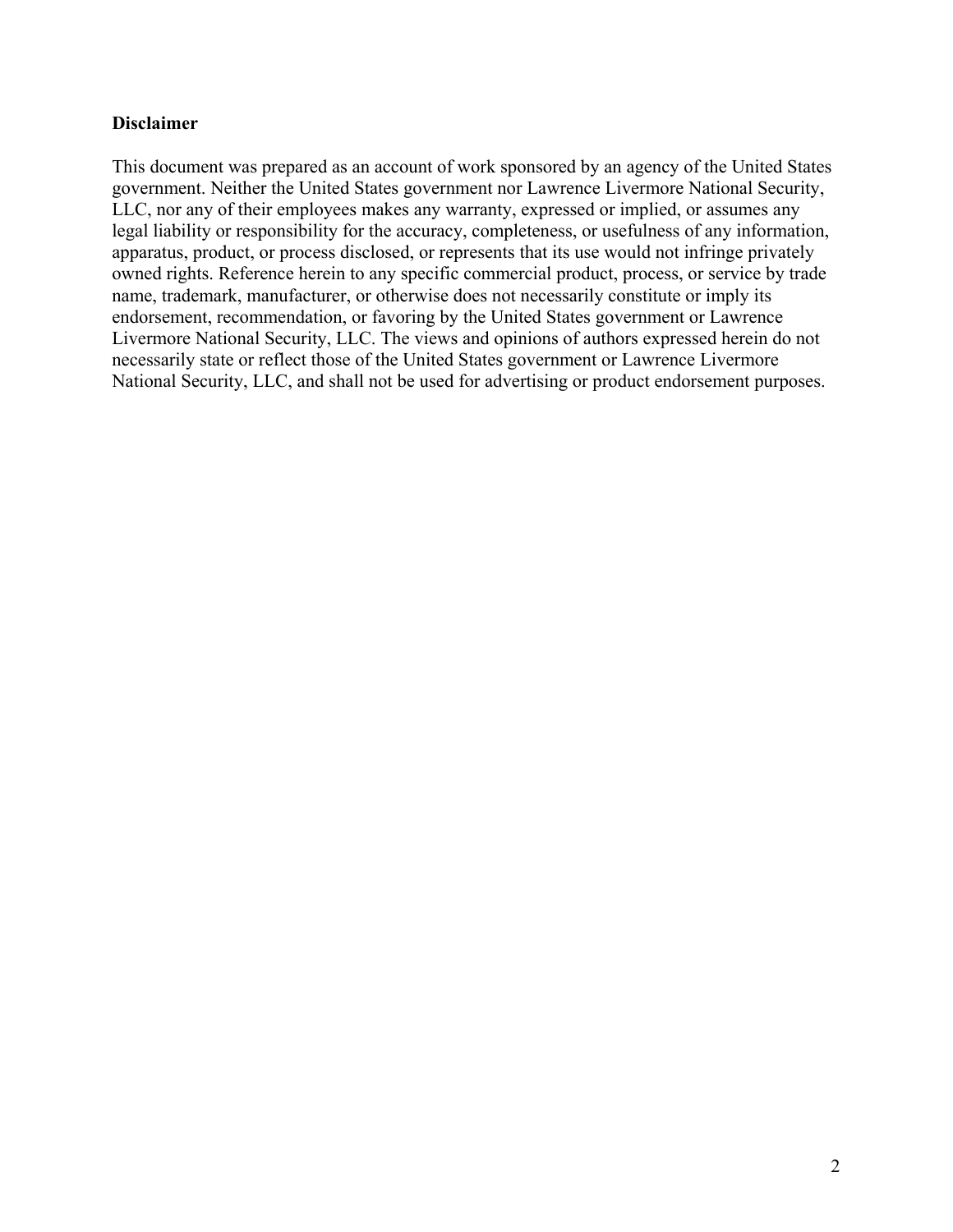**Disclaimer**

This document was prepared as an account of work sponsored by an agency of the United States government. Neither the United States government nor Lawrence Livermore National Security, LLC, nor any of their employees makes any warranty, expressed or implied, or assumes any legal liability or responsibility for the accuracy, completeness, or usefulness of any information, apparatus, product, or process disclosed, or represents that its use would not infringe privately owned rights. Reference herein to any specific commercial product, process, or service by trade name, trademark, manufacturer, or otherwise does not necessarily constitute or imply its endorsement, recommendation, or favoring by the United States government or Lawrence Livermore National Security, LLC. The views and opinions of authors expressed herein do not necessarily state or reflect those of the United States government or Lawrence Livermore National Security, LLC, and shall not be used for advertising or product endorsement purposes.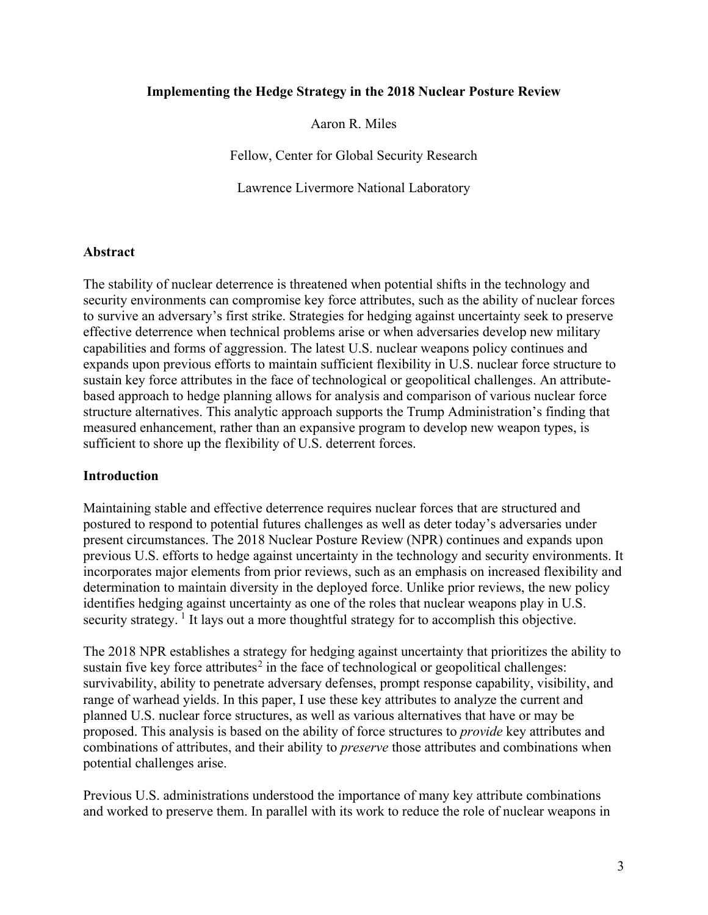**Implementing the Hedge Strategy in the 2018 Nuclear Posture Review**

Aaron R. Miles

Fellow, Center for Global Security Research

Lawrence Livermore National Laboratory

## Abstract

The stability of nuclear deterrence is threatened when potential shifts in the technology and security environments can compromise key force attributes, such as the ability of nuclear forces to survive an adversary's first strike. Strategies for hedging against uncertainty seek to preserve effective deterrence when technical problems arise or when adversaries develop new military capabilities and forms of aggression. The latest U.S. nuclear weapons policy continues and expands upon previous efforts to maintain sufficient flexibility in U.S. nuclear force structure to sustain key force attributes in the face of technological or geopolitical challenges. An attribute-based approach to hedge planning allows for analysis and comparison of various nuclear force structure alternatives. This analytic approach supports the Trump Administration's finding that measured enhancement, rather than an expansive program to develop new weapon types, is sufficient to shore up the flexibility of U.S. deterrent forces.

## Introduction

Maintaining stable and effective deterrence requires nuclear forces that are structured and postured to respond to potential futures challenges as well as deter today's adversaries under present circumstances. The 2018 Nuclear Posture Review (NPR) continues and expands upon previous U.S. efforts to hedge against uncertainty in the technology and security environments. It incorporates major elements from prior reviews, such as an emphasis on increased flexibility and determination to maintain diversity in the deployed force. Unlike prior reviews, the new policy identifies hedging against uncertainty as one of the roles that nuclear weapons play in U.S. security strategy. [1] It lays out a more thoughtful strategy for to accomplish this objective.

The 2018 NPR establishes a strategy for hedging against uncertainty that prioritizes the ability to sustain five key force attributes[2] in the face of technological or geopolitical challenges: survivability, ability to penetrate adversary defenses, prompt response capability, visibility, and range of warhead yields. In this paper, I use these key attributes to analyze the current and planned U.S. nuclear force structures, as well as various alternatives that have or may be proposed. This analysis is based on the ability of force structures to *provide* key attributes and combinations of attributes, and their ability to *preserve* those attributes and combinations when potential challenges arise.

Previous U.S. administrations understood the importance of many key attribute combinations and worked to preserve them. In parallel with its work to reduce the role of nuclear weapons in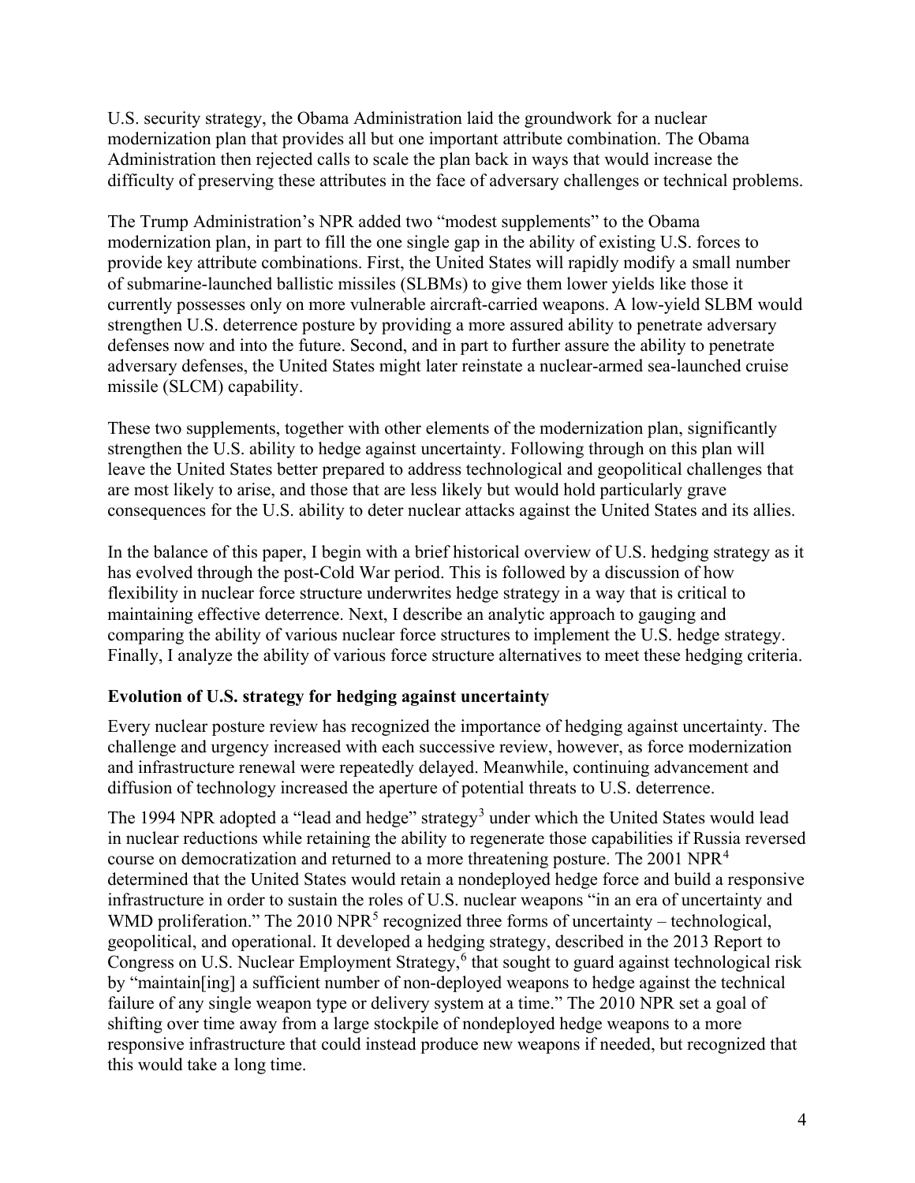U.S. security strategy, the Obama Administration laid the groundwork for a nuclear modernization plan that provides all but one important attribute combination. The Obama Administration then rejected calls to scale the plan back in ways that would increase the difficulty of preserving these attributes in the face of adversary challenges or technical problems.

The Trump Administration's NPR added two "modest supplements" to the Obama modernization plan, in part to fill the one single gap in the ability of existing U.S. forces to provide key attribute combinations. First, the United States will rapidly modify a small number of submarine-launched ballistic missiles (SLBMs) to give them lower yields like those it currently possesses only on more vulnerable aircraft-carried weapons. A low-yield SLBM would strengthen U.S. deterrence posture by providing a more assured ability to penetrate adversary defenses now and into the future. Second, and in part to further assure the ability to penetrate adversary defenses, the United States might later reinstate a nuclear-armed sea-launched cruise missile (SLCM) capability.

These two supplements, together with other elements of the modernization plan, significantly strengthen the U.S. ability to hedge against uncertainty. Following through on this plan will leave the United States better prepared to address technological and geopolitical challenges that are most likely to arise, and those that are less likely but would hold particularly grave consequences for the U.S. ability to deter nuclear attacks against the United States and its allies.

In the balance of this paper, I begin with a brief historical overview of U.S. hedging strategy as it has evolved through the post-Cold War period. This is followed by a discussion of how flexibility in nuclear force structure underwrites hedge strategy in a way that is critical to maintaining effective deterrence. Next, I describe an analytic approach to gauging and comparing the ability of various nuclear force structures to implement the U.S. hedge strategy. Finally, I analyze the ability of various force structure alternatives to meet these hedging criteria.

### Evolution of U.S. strategy for hedging against uncertainty

Every nuclear posture review has recognized the importance of hedging against uncertainty. The challenge and urgency increased with each successive review, however, as force modernization and infrastructure renewal were repeatedly delayed. Meanwhile, continuing advancement and diffusion of technology increased the aperture of potential threats to U.S. deterrence.

The 1994 NPR adopted a "lead and hedge" strategy[3] under which the United States would lead in nuclear reductions while retaining the ability to regenerate those capabilities if Russia reversed course on democratization and returned to a more threatening posture. The 2001 NPR[4] determined that the United States would retain a nondeployed hedge force and build a responsive infrastructure in order to sustain the roles of U.S. nuclear weapons "in an era of uncertainty and WMD proliferation." The 2010 NPR[5] recognized three forms of uncertainty – technological, geopolitical, and operational. It developed a hedging strategy, described in the 2013 Report to Congress on U.S. Nuclear Employment Strategy,[6] that sought to guard against technological risk by "maintain[ing] a sufficient number of non-deployed weapons to hedge against the technical failure of any single weapon type or delivery system at a time." The 2010 NPR set a goal of shifting over time away from a large stockpile of nondeployed hedge weapons to a more responsive infrastructure that could instead produce new weapons if needed, but recognized that this would take a long time.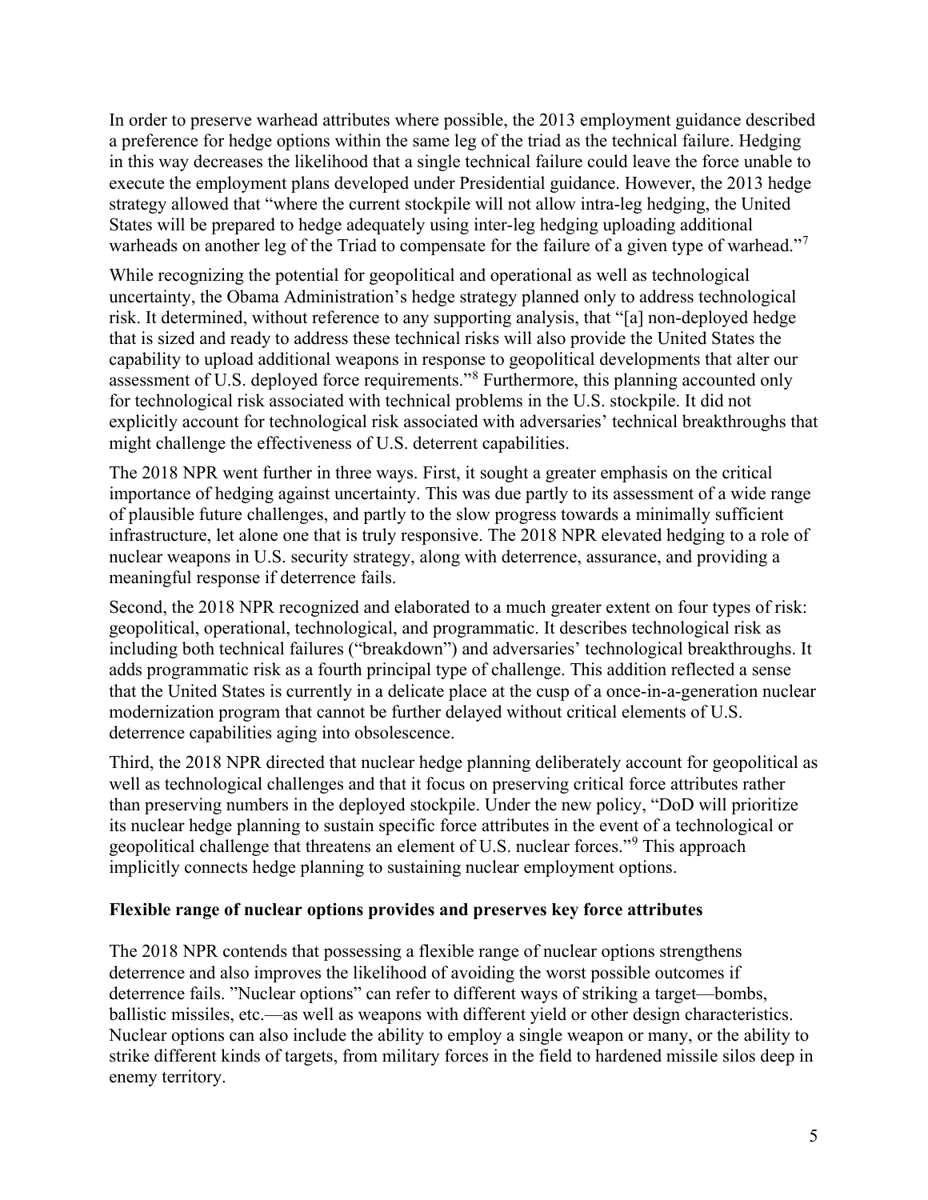In order to preserve warhead attributes where possible, the 2013 employment guidance described a preference for hedge options within the same leg of the triad as the technical failure. Hedging in this way decreases the likelihood that a single technical failure could leave the force unable to execute the employment plans developed under Presidential guidance. However, the 2013 hedge strategy allowed that "where the current stockpile will not allow intra-leg hedging, the United States will be prepared to hedge adequately using inter-leg hedging uploading additional warheads on another leg of the Triad to compensate for the failure of a given type of warhead."[7]

While recognizing the potential for geopolitical and operational as well as technological uncertainty, the Obama Administration's hedge strategy planned only to address technological risk. It determined, without reference to any supporting analysis, that "[a] non-deployed hedge that is sized and ready to address these technical risks will also provide the United States the capability to upload additional weapons in response to geopolitical developments that alter our assessment of U.S. deployed force requirements."[8] Furthermore, this planning accounted only for technological risk associated with technical problems in the U.S. stockpile. It did not explicitly account for technological risk associated with adversaries' technical breakthroughs that might challenge the effectiveness of U.S. deterrent capabilities.

The 2018 NPR went further in three ways. First, it sought a greater emphasis on the critical importance of hedging against uncertainty. This was due partly to its assessment of a wide range of plausible future challenges, and partly to the slow progress towards a minimally sufficient infrastructure, let alone one that is truly responsive. The 2018 NPR elevated hedging to a role of nuclear weapons in U.S. security strategy, along with deterrence, assurance, and providing a meaningful response if deterrence fails.

Second, the 2018 NPR recognized and elaborated to a much greater extent on four types of risk: geopolitical, operational, technological, and programmatic. It describes technological risk as including both technical failures ("breakdown") and adversaries' technological breakthroughs. It adds programmatic risk as a fourth principal type of challenge. This addition reflected a sense that the United States is currently in a delicate place at the cusp of a once-in-a-generation nuclear modernization program that cannot be further delayed without critical elements of U.S. deterrence capabilities aging into obsolescence.

Third, the 2018 NPR directed that nuclear hedge planning deliberately account for geopolitical as well as technological challenges and that it focus on preserving critical force attributes rather than preserving numbers in the deployed stockpile. Under the new policy, "DoD will prioritize its nuclear hedge planning to sustain specific force attributes in the event of a technological or geopolitical challenge that threatens an element of U.S. nuclear forces."[9] This approach implicitly connects hedge planning to sustaining nuclear employment options.

**Flexible range of nuclear options provides and preserves key force attributes**

The 2018 NPR contends that possessing a flexible range of nuclear options strengthens deterrence and also improves the likelihood of avoiding the worst possible outcomes if deterrence fails. "Nuclear options" can refer to different ways of striking a target—bombs, ballistic missiles, etc.—as well as weapons with different yield or other design characteristics. Nuclear options can also include the ability to employ a single weapon or many, or the ability to strike different kinds of targets, from military forces in the field to hardened missile silos deep in enemy territory.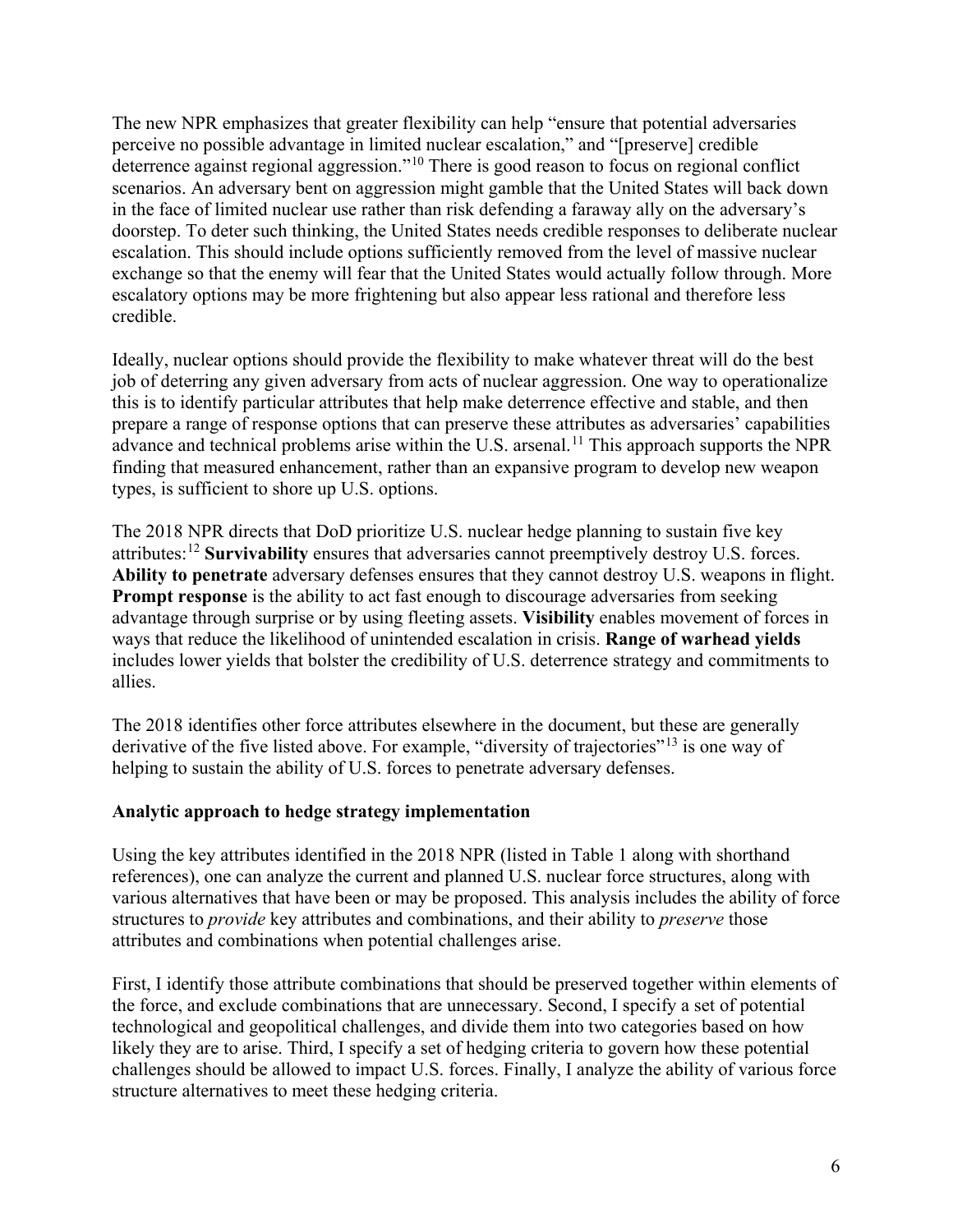The new NPR emphasizes that greater flexibility can help "ensure that potential adversaries perceive no possible advantage in limited nuclear escalation," and "[preserve] credible deterrence against regional aggression."[10] There is good reason to focus on regional conflict scenarios. An adversary bent on aggression might gamble that the United States will back down in the face of limited nuclear use rather than risk defending a faraway ally on the adversary's doorstep. To deter such thinking, the United States needs credible responses to deliberate nuclear escalation. This should include options sufficiently removed from the level of massive nuclear exchange so that the enemy will fear that the United States would actually follow through. More escalatory options may be more frightening but also appear less rational and therefore less credible.

Ideally, nuclear options should provide the flexibility to make whatever threat will do the best job of deterring any given adversary from acts of nuclear aggression. One way to operationalize this is to identify particular attributes that help make deterrence effective and stable, and then prepare a range of response options that can preserve these attributes as adversaries' capabilities advance and technical problems arise within the U.S. arsenal.[11] This approach supports the NPR finding that measured enhancement, rather than an expansive program to develop new weapon types, is sufficient to shore up U.S. options.

The 2018 NPR directs that DoD prioritize U.S. nuclear hedge planning to sustain five key attributes:[12] **Survivability** ensures that adversaries cannot preemptively destroy U.S. forces. **Ability to penetrate** adversary defenses ensures that they cannot destroy U.S. weapons in flight. **Prompt response** is the ability to act fast enough to discourage adversaries from seeking advantage through surprise or by using fleeting assets. **Visibility** enables movement of forces in ways that reduce the likelihood of unintended escalation in crisis. **Range of warhead yields** includes lower yields that bolster the credibility of U.S. deterrence strategy and commitments to allies.

The 2018 identifies other force attributes elsewhere in the document, but these are generally derivative of the five listed above. For example, "diversity of trajectories"[13] is one way of helping to sustain the ability of U.S. forces to penetrate adversary defenses.

**Analytic approach to hedge strategy implementation**

Using the key attributes identified in the 2018 NPR (listed in Table 1 along with shorthand references), one can analyze the current and planned U.S. nuclear force structures, along with various alternatives that have been or may be proposed. This analysis includes the ability of force structures to *provide* key attributes and combinations, and their ability to *preserve* those attributes and combinations when potential challenges arise.

First, I identify those attribute combinations that should be preserved together within elements of the force, and exclude combinations that are unnecessary. Second, I specify a set of potential technological and geopolitical challenges, and divide them into two categories based on how likely they are to arise. Third, I specify a set of hedging criteria to govern how these potential challenges should be allowed to impact U.S. forces. Finally, I analyze the ability of various force structure alternatives to meet these hedging criteria.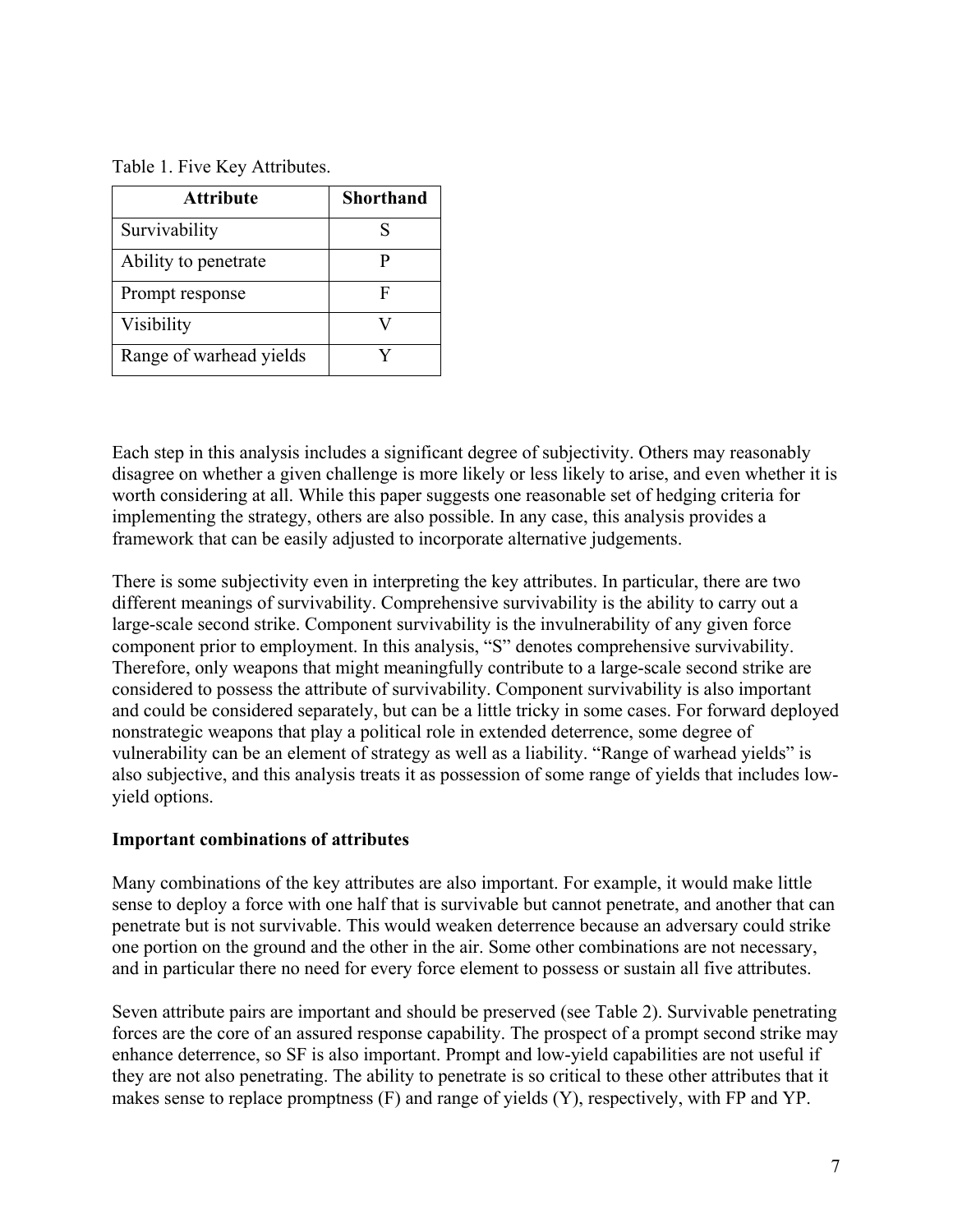Table 1. Five Key Attributes.

| Attribute | Shorthand |
| --- | --- |
| Survivability | S |
| Ability to penetrate | P |
| Prompt response | F |
| Visibility | V |
| Range of warhead yields | Y |

Each step in this analysis includes a significant degree of subjectivity. Others may reasonably disagree on whether a given challenge is more likely or less likely to arise, and even whether it is worth considering at all. While this paper suggests one reasonable set of hedging criteria for implementing the strategy, others are also possible. In any case, this analysis provides a framework that can be easily adjusted to incorporate alternative judgements.

There is some subjectivity even in interpreting the key attributes. In particular, there are two different meanings of survivability. Comprehensive survivability is the ability to carry out a large-scale second strike. Component survivability is the invulnerability of any given force component prior to employment. In this analysis, "S" denotes comprehensive survivability. Therefore, only weapons that might meaningfully contribute to a large-scale second strike are considered to possess the attribute of survivability. Component survivability is also important and could be considered separately, but can be a little tricky in some cases. For forward deployed nonstrategic weapons that play a political role in extended deterrence, some degree of vulnerability can be an element of strategy as well as a liability. "Range of warhead yields" is also subjective, and this analysis treats it as possession of some range of yields that includes low-yield options.

**Important combinations of attributes**

Many combinations of the key attributes are also important. For example, it would make little sense to deploy a force with one half that is survivable but cannot penetrate, and another that can penetrate but is not survivable. This would weaken deterrence because an adversary could strike one portion on the ground and the other in the air. Some other combinations are not necessary, and in particular there no need for every force element to possess or sustain all five attributes.

Seven attribute pairs are important and should be preserved (see Table 2). Survivable penetrating forces are the core of an assured response capability. The prospect of a prompt second strike may enhance deterrence, so SF is also important. Prompt and low-yield capabilities are not useful if they are not also penetrating. The ability to penetrate is so critical to these other attributes that it makes sense to replace promptness (F) and range of yields (Y), respectively, with FP and YP.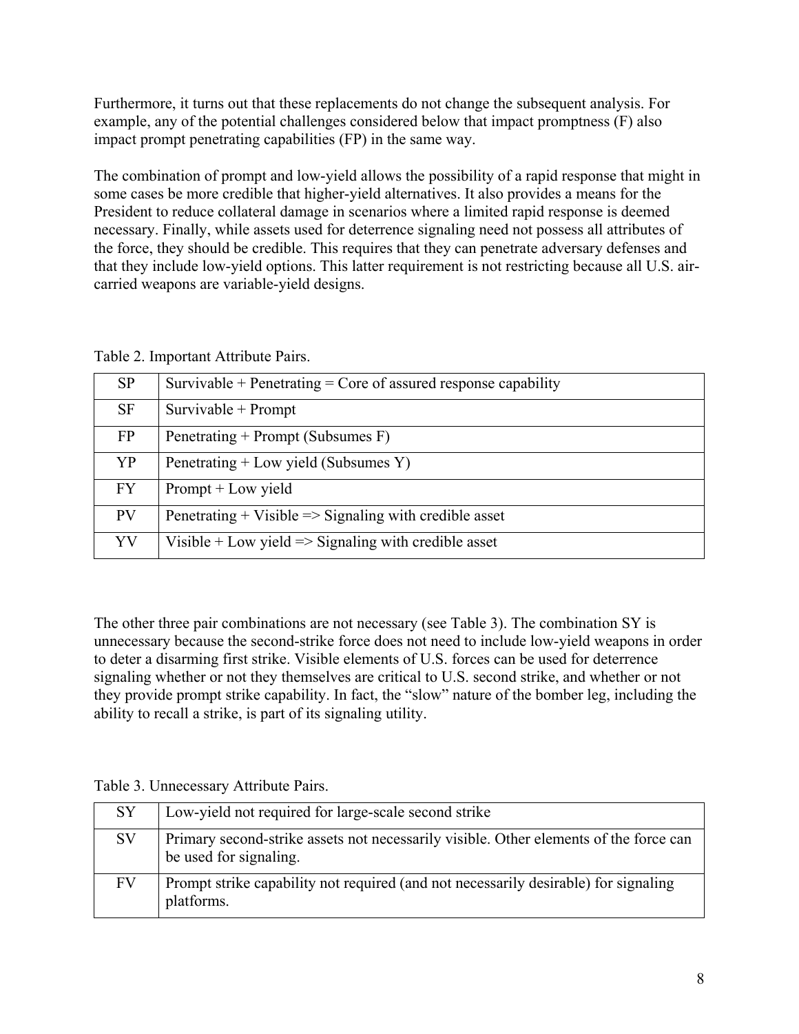Furthermore, it turns out that these replacements do not change the subsequent analysis. For example, any of the potential challenges considered below that impact promptness (F) also impact prompt penetrating capabilities (FP) in the same way.

The combination of prompt and low-yield allows the possibility of a rapid response that might in some cases be more credible that higher-yield alternatives. It also provides a means for the President to reduce collateral damage in scenarios where a limited rapid response is deemed necessary. Finally, while assets used for deterrence signaling need not possess all attributes of the force, they should be credible. This requires that they can penetrate adversary defenses and that they include low-yield options. This latter requirement is not restricting because all U.S. air-carried weapons are variable-yield designs.

Table 2. Important Attribute Pairs.

| | |
|---|---|
| SP | Survivable + Penetrating = Core of assured response capability |
| SF | Survivable + Prompt |
| FP | Penetrating + Prompt (Subsumes F) |
| YP | Penetrating + Low yield (Subsumes Y) |
| FY | Prompt + Low yield |
| PV | Penetrating + Visible => Signaling with credible asset |
| YV | Visible + Low yield => Signaling with credible asset |

The other three pair combinations are not necessary (see Table 3). The combination SY is unnecessary because the second-strike force does not need to include low-yield weapons in order to deter a disarming first strike. Visible elements of U.S. forces can be used for deterrence signaling whether or not they themselves are critical to U.S. second strike, and whether or not they provide prompt strike capability. In fact, the "slow" nature of the bomber leg, including the ability to recall a strike, is part of its signaling utility.

Table 3. Unnecessary Attribute Pairs.

| | |
|---|---|
| SY | Low-yield not required for large-scale second strike |
| SV | Primary second-strike assets not necessarily visible. Other elements of the force can be used for signaling. |
| FV | Prompt strike capability not required (and not necessarily desirable) for signaling platforms. |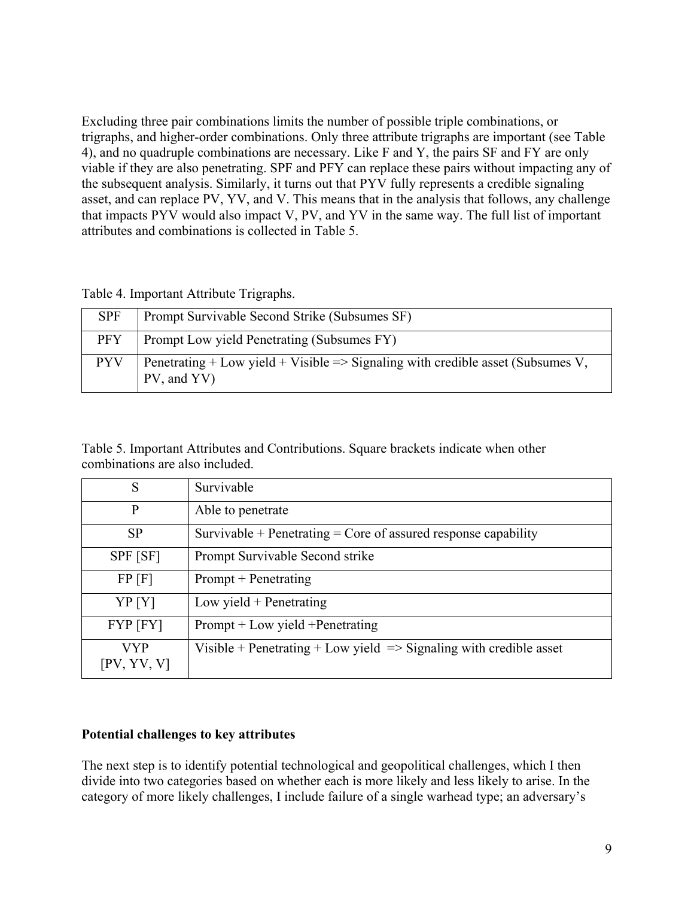Excluding three pair combinations limits the number of possible triple combinations, or trigraphs, and higher-order combinations. Only three attribute trigraphs are important (see Table 4), and no quadruple combinations are necessary. Like F and Y, the pairs SF and FY are only viable if they are also penetrating. SPF and PFY can replace these pairs without impacting any of the subsequent analysis. Similarly, it turns out that PYV fully represents a credible signaling asset, and can replace PV, YV, and V. This means that in the analysis that follows, any challenge that impacts PYV would also impact V, PV, and YV in the same way. The full list of important attributes and combinations is collected in Table 5.

Table 4. Important Attribute Trigraphs.

| | |
|---|---|
| SPF | Prompt Survivable Second Strike (Subsumes SF) |
| PFY | Prompt Low yield Penetrating (Subsumes FY) |
| PYV | Penetrating + Low yield + Visible => Signaling with credible asset (Subsumes V, PV, and YV) |

Table 5. Important Attributes and Contributions. Square brackets indicate when other combinations are also included.

| | |
|---|---|
| S | Survivable |
| P | Able to penetrate |
| SP | Survivable + Penetrating = Core of assured response capability |
| SPF [SF] | Prompt Survivable Second strike |
| FP [F] | Prompt + Penetrating |
| YP [Y] | Low yield + Penetrating |
| FYP [FY] | Prompt + Low yield +Penetrating |
| VYP [PV, YV, V] | Visible + Penetrating + Low yield => Signaling with credible asset |

**Potential challenges to key attributes**

The next step is to identify potential technological and geopolitical challenges, which I then divide into two categories based on whether each is more likely and less likely to arise. In the category of more likely challenges, I include failure of a single warhead type; an adversary's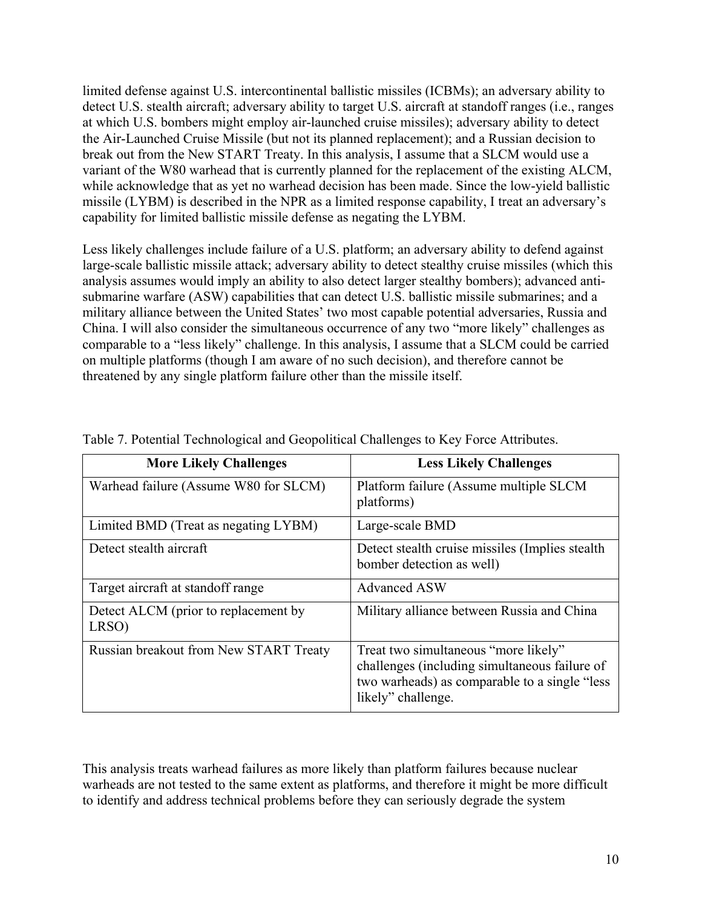limited defense against U.S. intercontinental ballistic missiles (ICBMs); an adversary ability to detect U.S. stealth aircraft; adversary ability to target U.S. aircraft at standoff ranges (i.e., ranges at which U.S. bombers might employ air-launched cruise missiles); adversary ability to detect the Air-Launched Cruise Missile (but not its planned replacement); and a Russian decision to break out from the New START Treaty. In this analysis, I assume that a SLCM would use a variant of the W80 warhead that is currently planned for the replacement of the existing ALCM, while acknowledge that as yet no warhead decision has been made. Since the low-yield ballistic missile (LYBM) is described in the NPR as a limited response capability, I treat an adversary's capability for limited ballistic missile defense as negating the LYBM.

Less likely challenges include failure of a U.S. platform; an adversary ability to defend against large-scale ballistic missile attack; adversary ability to detect stealthy cruise missiles (which this analysis assumes would imply an ability to also detect larger stealthy bombers); advanced anti-submarine warfare (ASW) capabilities that can detect U.S. ballistic missile submarines; and a military alliance between the United States' two most capable potential adversaries, Russia and China. I will also consider the simultaneous occurrence of any two "more likely" challenges as comparable to a "less likely" challenge. In this analysis, I assume that a SLCM could be carried on multiple platforms (though I am aware of no such decision), and therefore cannot be threatened by any single platform failure other than the missile itself.

Table 7. Potential Technological and Geopolitical Challenges to Key Force Attributes.

| More Likely Challenges | Less Likely Challenges |
|---|---|
| Warhead failure (Assume W80 for SLCM) | Platform failure (Assume multiple SLCM platforms) |
| Limited BMD (Treat as negating LYBM) | Large-scale BMD |
| Detect stealth aircraft | Detect stealth cruise missiles (Implies stealth bomber detection as well) |
| Target aircraft at standoff range | Advanced ASW |
| Detect ALCM (prior to replacement by LRSO) | Military alliance between Russia and China |
| Russian breakout from New START Treaty | Treat two simultaneous "more likely" challenges (including simultaneous failure of two warheads) as comparable to a single "less likely" challenge. |

This analysis treats warhead failures as more likely than platform failures because nuclear warheads are not tested to the same extent as platforms, and therefore it might be more difficult to identify and address technical problems before they can seriously degrade the system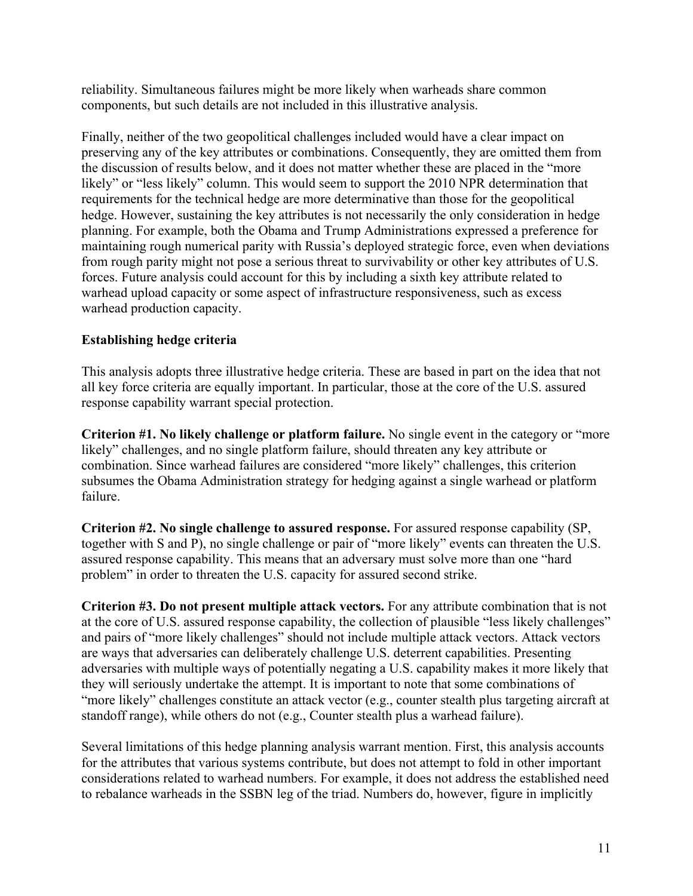reliability. Simultaneous failures might be more likely when warheads share common components, but such details are not included in this illustrative analysis.

Finally, neither of the two geopolitical challenges included would have a clear impact on preserving any of the key attributes or combinations. Consequently, they are omitted them from the discussion of results below, and it does not matter whether these are placed in the "more likely" or "less likely" column. This would seem to support the 2010 NPR determination that requirements for the technical hedge are more determinative than those for the geopolitical hedge. However, sustaining the key attributes is not necessarily the only consideration in hedge planning. For example, both the Obama and Trump Administrations expressed a preference for maintaining rough numerical parity with Russia's deployed strategic force, even when deviations from rough parity might not pose a serious threat to survivability or other key attributes of U.S. forces. Future analysis could account for this by including a sixth key attribute related to warhead upload capacity or some aspect of infrastructure responsiveness, such as excess warhead production capacity.

**Establishing hedge criteria**

This analysis adopts three illustrative hedge criteria. These are based in part on the idea that not all key force criteria are equally important. In particular, those at the core of the U.S. assured response capability warrant special protection.

**Criterion #1. No likely challenge or platform failure.** No single event in the category or "more likely" challenges, and no single platform failure, should threaten any key attribute or combination. Since warhead failures are considered "more likely" challenges, this criterion subsumes the Obama Administration strategy for hedging against a single warhead or platform failure.

**Criterion #2. No single challenge to assured response.** For assured response capability (SP, together with S and P), no single challenge or pair of "more likely" events can threaten the U.S. assured response capability. This means that an adversary must solve more than one "hard problem" in order to threaten the U.S. capacity for assured second strike.

**Criterion #3. Do not present multiple attack vectors.** For any attribute combination that is not at the core of U.S. assured response capability, the collection of plausible "less likely challenges" and pairs of "more likely challenges" should not include multiple attack vectors. Attack vectors are ways that adversaries can deliberately challenge U.S. deterrent capabilities. Presenting adversaries with multiple ways of potentially negating a U.S. capability makes it more likely that they will seriously undertake the attempt. It is important to note that some combinations of "more likely" challenges constitute an attack vector (e.g., counter stealth plus targeting aircraft at standoff range), while others do not (e.g., Counter stealth plus a warhead failure).

Several limitations of this hedge planning analysis warrant mention. First, this analysis accounts for the attributes that various systems contribute, but does not attempt to fold in other important considerations related to warhead numbers. For example, it does not address the established need to rebalance warheads in the SSBN leg of the triad. Numbers do, however, figure in implicitly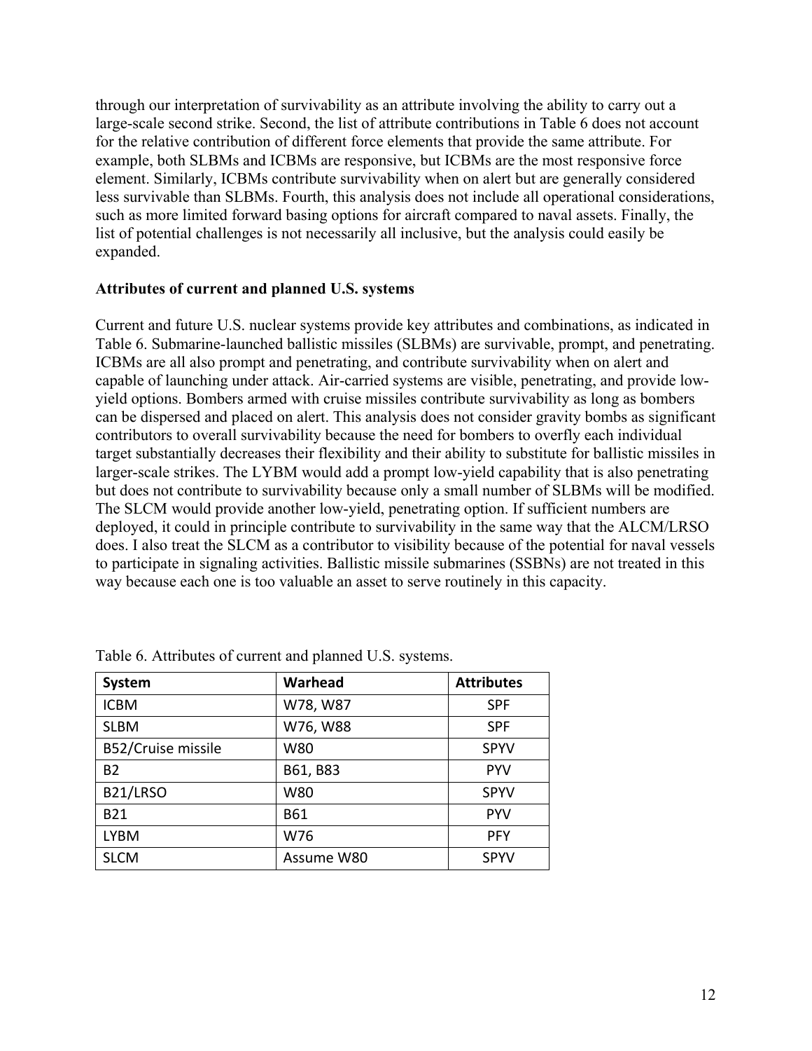through our interpretation of survivability as an attribute involving the ability to carry out a large-scale second strike. Second, the list of attribute contributions in Table 6 does not account for the relative contribution of different force elements that provide the same attribute. For example, both SLBMs and ICBMs are responsive, but ICBMs are the most responsive force element. Similarly, ICBMs contribute survivability when on alert but are generally considered less survivable than SLBMs. Fourth, this analysis does not include all operational considerations, such as more limited forward basing options for aircraft compared to naval assets. Finally, the list of potential challenges is not necessarily all inclusive, but the analysis could easily be expanded.

**Attributes of current and planned U.S. systems**

Current and future U.S. nuclear systems provide key attributes and combinations, as indicated in Table 6. Submarine-launched ballistic missiles (SLBMs) are survivable, prompt, and penetrating. ICBMs are all also prompt and penetrating, and contribute survivability when on alert and capable of launching under attack. Air-carried systems are visible, penetrating, and provide low-yield options. Bombers armed with cruise missiles contribute survivability as long as bombers can be dispersed and placed on alert. This analysis does not consider gravity bombs as significant contributors to overall survivability because the need for bombers to overfly each individual target substantially decreases their flexibility and their ability to substitute for ballistic missiles in larger-scale strikes. The LYBM would add a prompt low-yield capability that is also penetrating but does not contribute to survivability because only a small number of SLBMs will be modified. The SLCM would provide another low-yield, penetrating option. If sufficient numbers are deployed, it could in principle contribute to survivability in the same way that the ALCM/LRSO does. I also treat the SLCM as a contributor to visibility because of the potential for naval vessels to participate in signaling activities. Ballistic missile submarines (SSBNs) are not treated in this way because each one is too valuable an asset to serve routinely in this capacity.

Table 6. Attributes of current and planned U.S. systems.

| System | Warhead | Attributes |
|---|---|---|
| ICBM | W78, W87 | SPF |
| SLBM | W76, W88 | SPF |
| B52/Cruise missile | W80 | SPYV |
| B2 | B61, B83 | PYV |
| B21/LRSO | W80 | SPYV |
| B21 | B61 | PYV |
| LYBM | W76 | PFY |
| SLCM | Assume W80 | SPYV |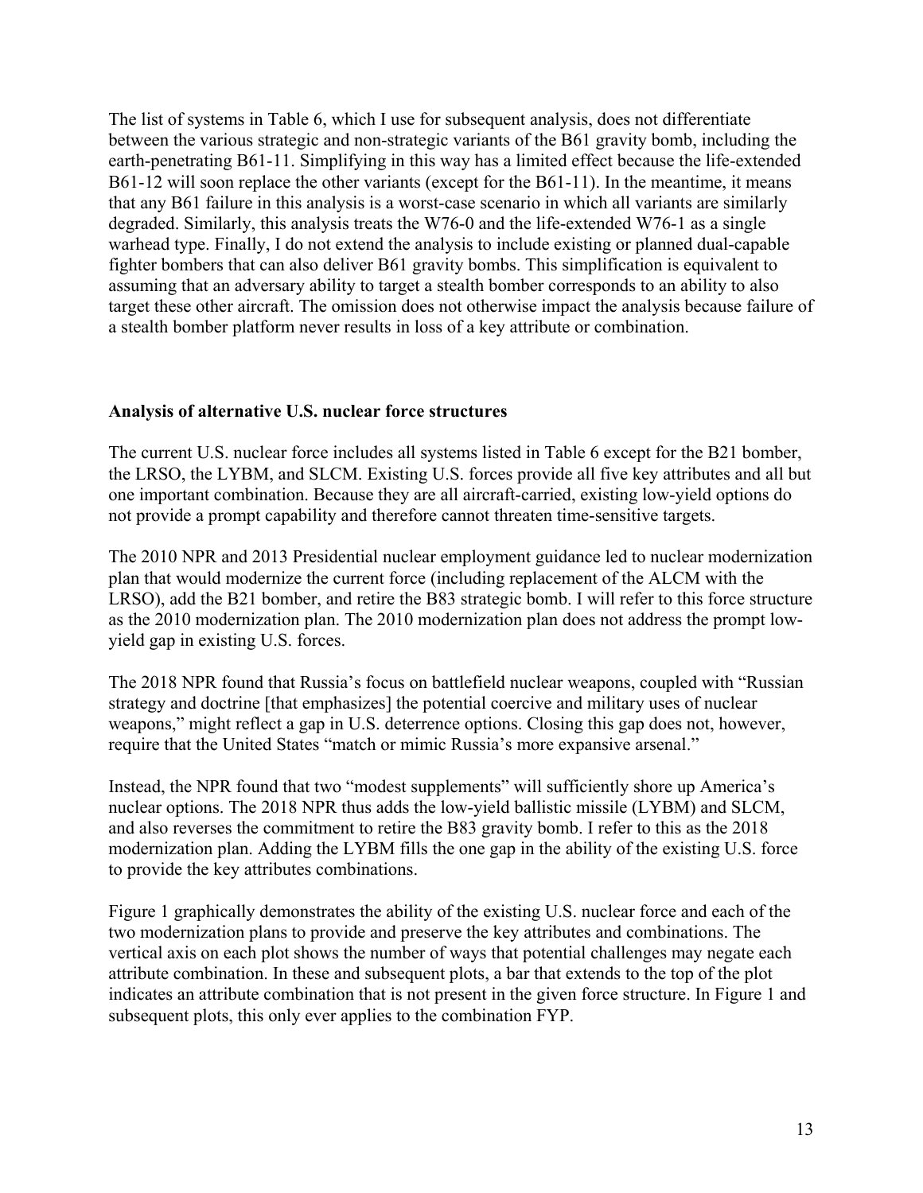The list of systems in Table 6, which I use for subsequent analysis, does not differentiate between the various strategic and non-strategic variants of the B61 gravity bomb, including the earth-penetrating B61-11. Simplifying in this way has a limited effect because the life-extended B61-12 will soon replace the other variants (except for the B61-11). In the meantime, it means that any B61 failure in this analysis is a worst-case scenario in which all variants are similarly degraded. Similarly, this analysis treats the W76-0 and the life-extended W76-1 as a single warhead type. Finally, I do not extend the analysis to include existing or planned dual-capable fighter bombers that can also deliver B61 gravity bombs. This simplification is equivalent to assuming that an adversary ability to target a stealth bomber corresponds to an ability to also target these other aircraft. The omission does not otherwise impact the analysis because failure of a stealth bomber platform never results in loss of a key attribute or combination.

**Analysis of alternative U.S. nuclear force structures**

The current U.S. nuclear force includes all systems listed in Table 6 except for the B21 bomber, the LRSO, the LYBM, and SLCM. Existing U.S. forces provide all five key attributes and all but one important combination. Because they are all aircraft-carried, existing low-yield options do not provide a prompt capability and therefore cannot threaten time-sensitive targets.

The 2010 NPR and 2013 Presidential nuclear employment guidance led to nuclear modernization plan that would modernize the current force (including replacement of the ALCM with the LRSO), add the B21 bomber, and retire the B83 strategic bomb. I will refer to this force structure as the 2010 modernization plan. The 2010 modernization plan does not address the prompt low-yield gap in existing U.S. forces.

The 2018 NPR found that Russia's focus on battlefield nuclear weapons, coupled with "Russian strategy and doctrine [that emphasizes] the potential coercive and military uses of nuclear weapons," might reflect a gap in U.S. deterrence options. Closing this gap does not, however, require that the United States "match or mimic Russia's more expansive arsenal."

Instead, the NPR found that two "modest supplements" will sufficiently shore up America's nuclear options. The 2018 NPR thus adds the low-yield ballistic missile (LYBM) and SLCM, and also reverses the commitment to retire the B83 gravity bomb. I refer to this as the 2018 modernization plan. Adding the LYBM fills the one gap in the ability of the existing U.S. force to provide the key attributes combinations.

Figure 1 graphically demonstrates the ability of the existing U.S. nuclear force and each of the two modernization plans to provide and preserve the key attributes and combinations. The vertical axis on each plot shows the number of ways that potential challenges may negate each attribute combination. In these and subsequent plots, a bar that extends to the top of the plot indicates an attribute combination that is not present in the given force structure. In Figure 1 and subsequent plots, this only ever applies to the combination FYP.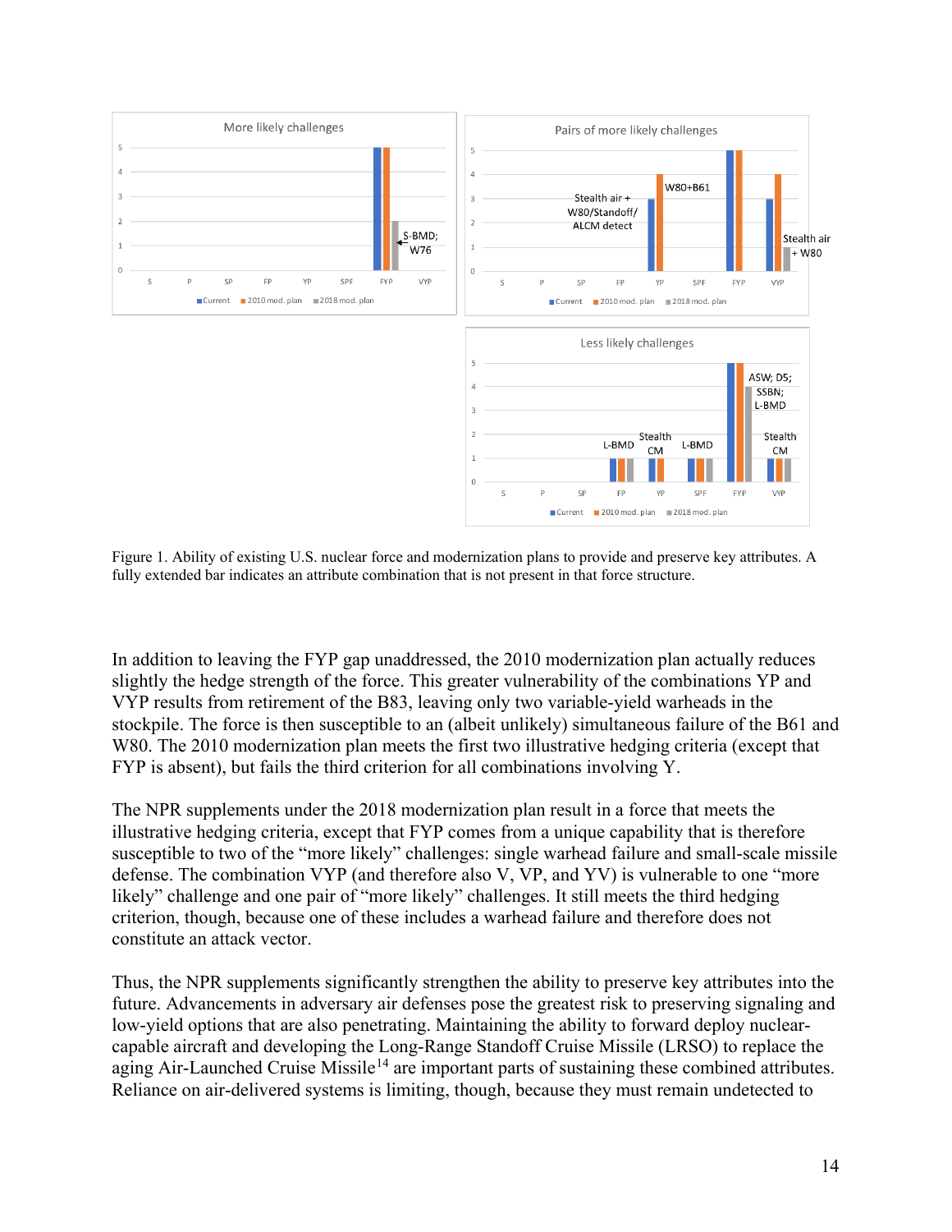Figure 1. Ability of existing U.S. nuclear force and modernization plans to provide and preserve key attributes. A fully extended bar indicates an attribute combination that is not present in that force structure.

In addition to leaving the FYP gap unaddressed, the 2010 modernization plan actually reduces slightly the hedge strength of the force. This greater vulnerability of the combinations YP and VYP results from retirement of the B83, leaving only two variable-yield warheads in the stockpile. The force is then susceptible to an (albeit unlikely) simultaneous failure of the B61 and W80. The 2010 modernization plan meets the first two illustrative hedging criteria (except that FYP is absent), but fails the third criterion for all combinations involving Y.

The NPR supplements under the 2018 modernization plan result in a force that meets the illustrative hedging criteria, except that FYP comes from a unique capability that is therefore susceptible to two of the "more likely" challenges: single warhead failure and small-scale missile defense. The combination VYP (and therefore also V, VP, and YV) is vulnerable to one "more likely" challenge and one pair of "more likely" challenges. It still meets the third hedging criterion, though, because one of these includes a warhead failure and therefore does not constitute an attack vector.

Thus, the NPR supplements significantly strengthen the ability to preserve key attributes into the future. Advancements in adversary air defenses pose the greatest risk to preserving signaling and low-yield options that are also penetrating. Maintaining the ability to forward deploy nuclear-capable aircraft and developing the Long-Range Standoff Cruise Missile (LRSO) to replace the aging Air-Launched Cruise Missile[14] are important parts of sustaining these combined attributes. Reliance on air-delivered systems is limiting, though, because they must remain undetected to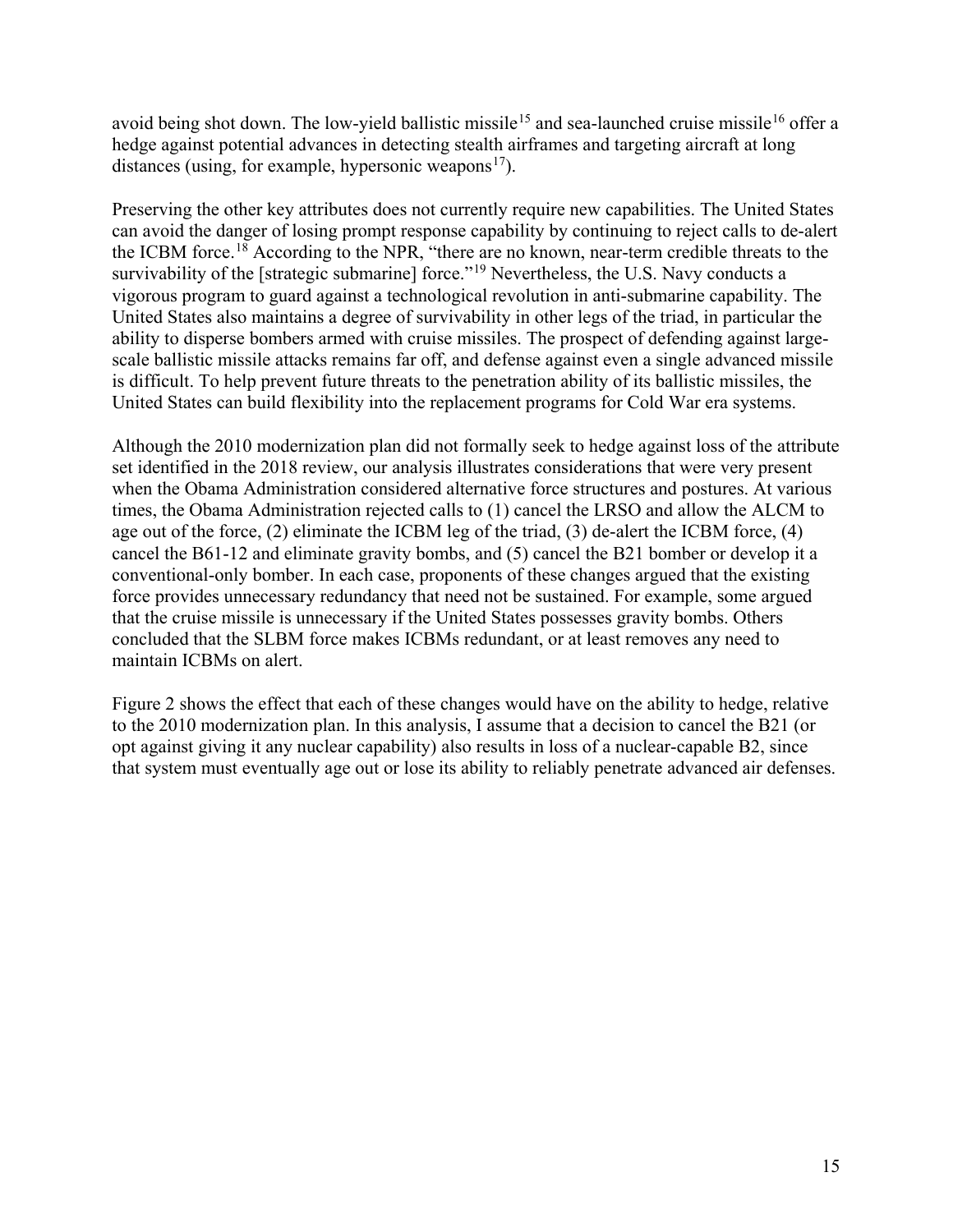avoid being shot down. The low-yield ballistic missile[15] and sea-launched cruise missile[16] offer a hedge against potential advances in detecting stealth airframes and targeting aircraft at long distances (using, for example, hypersonic weapons[17]).

Preserving the other key attributes does not currently require new capabilities. The United States can avoid the danger of losing prompt response capability by continuing to reject calls to de-alert the ICBM force.[18] According to the NPR, "there are no known, near-term credible threats to the survivability of the [strategic submarine] force."[19] Nevertheless, the U.S. Navy conducts a vigorous program to guard against a technological revolution in anti-submarine capability. The United States also maintains a degree of survivability in other legs of the triad, in particular the ability to disperse bombers armed with cruise missiles. The prospect of defending against large-scale ballistic missile attacks remains far off, and defense against even a single advanced missile is difficult. To help prevent future threats to the penetration ability of its ballistic missiles, the United States can build flexibility into the replacement programs for Cold War era systems.

Although the 2010 modernization plan did not formally seek to hedge against loss of the attribute set identified in the 2018 review, our analysis illustrates considerations that were very present when the Obama Administration considered alternative force structures and postures. At various times, the Obama Administration rejected calls to (1) cancel the LRSO and allow the ALCM to age out of the force, (2) eliminate the ICBM leg of the triad, (3) de-alert the ICBM force, (4) cancel the B61-12 and eliminate gravity bombs, and (5) cancel the B21 bomber or develop it a conventional-only bomber. In each case, proponents of these changes argued that the existing force provides unnecessary redundancy that need not be sustained. For example, some argued that the cruise missile is unnecessary if the United States possesses gravity bombs. Others concluded that the SLBM force makes ICBMs redundant, or at least removes any need to maintain ICBMs on alert.

Figure 2 shows the effect that each of these changes would have on the ability to hedge, relative to the 2010 modernization plan. In this analysis, I assume that a decision to cancel the B21 (or opt against giving it any nuclear capability) also results in loss of a nuclear-capable B2, since that system must eventually age out or lose its ability to reliably penetrate advanced air defenses.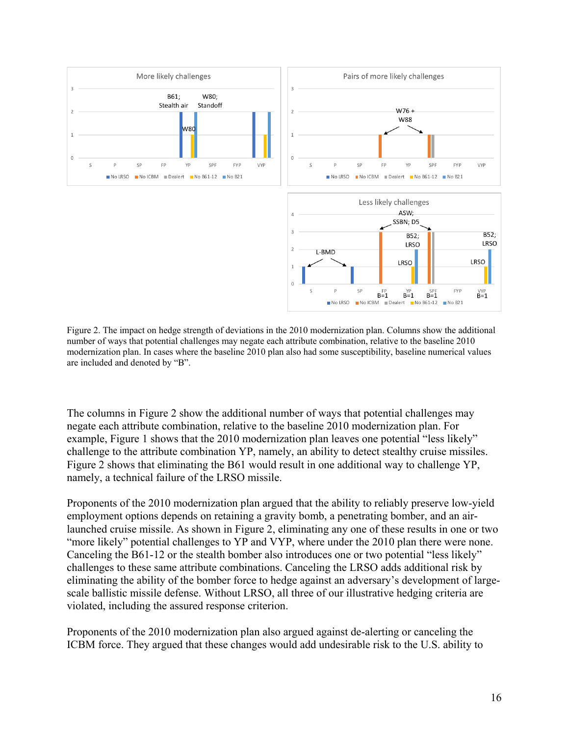Figure 2. The impact on hedge strength of deviations in the 2010 modernization plan. Columns show the additional number of ways that potential challenges may negate each attribute combination, relative to the baseline 2010 modernization plan. In cases where the baseline 2010 plan also had some susceptibility, baseline numerical values are included and denoted by "B".

The columns in Figure 2 show the additional number of ways that potential challenges may negate each attribute combination, relative to the baseline 2010 modernization plan. For example, Figure 1 shows that the 2010 modernization plan leaves one potential "less likely" challenge to the attribute combination YP, namely, an ability to detect stealthy cruise missiles. Figure 2 shows that eliminating the B61 would result in one additional way to challenge YP, namely, a technical failure of the LRSO missile.

Proponents of the 2010 modernization plan argued that the ability to reliably preserve low-yield employment options depends on retaining a gravity bomb, a penetrating bomber, and an air-launched cruise missile. As shown in Figure 2, eliminating any one of these results in one or two "more likely" potential challenges to YP and VYP, where under the 2010 plan there were none. Canceling the B61-12 or the stealth bomber also introduces one or two potential "less likely" challenges to these same attribute combinations. Canceling the LRSO adds additional risk by eliminating the ability of the bomber force to hedge against an adversary's development of large-scale ballistic missile defense. Without LRSO, all three of our illustrative hedging criteria are violated, including the assured response criterion.

Proponents of the 2010 modernization plan also argued against de-alerting or canceling the ICBM force. They argued that these changes would add undesirable risk to the U.S. ability to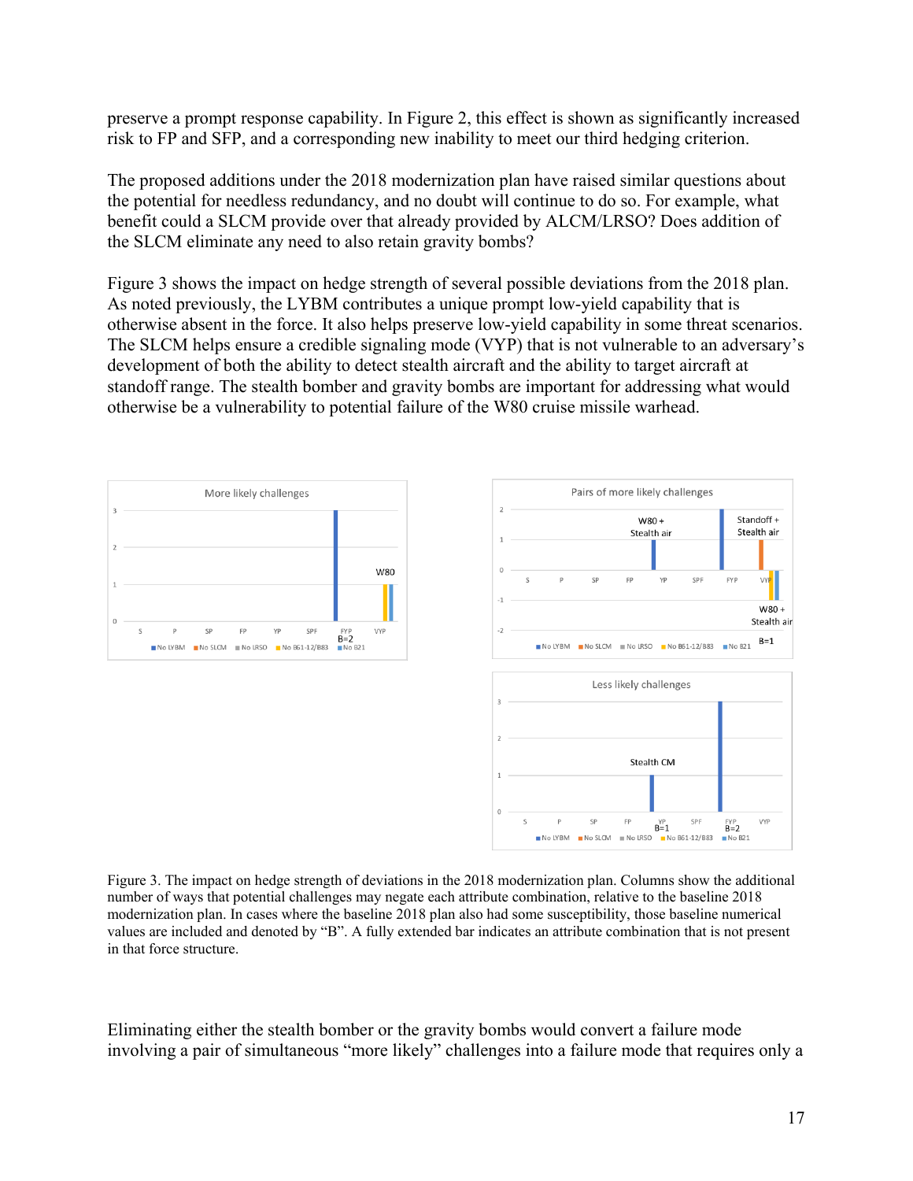preserve a prompt response capability. In Figure 2, this effect is shown as significantly increased risk to FP and SFP, and a corresponding new inability to meet our third hedging criterion.

The proposed additions under the 2018 modernization plan have raised similar questions about the potential for needless redundancy, and no doubt will continue to do so. For example, what benefit could a SLCM provide over that already provided by ALCM/LRSO? Does addition of the SLCM eliminate any need to also retain gravity bombs?

Figure 3 shows the impact on hedge strength of several possible deviations from the 2018 plan. As noted previously, the LYBM contributes a unique prompt low-yield capability that is otherwise absent in the force. It also helps preserve low-yield capability in some threat scenarios. The SLCM helps ensure a credible signaling mode (VYP) that is not vulnerable to an adversary's development of both the ability to detect stealth aircraft and the ability to target aircraft at standoff range. The stealth bomber and gravity bombs are important for addressing what would otherwise be a vulnerability to potential failure of the W80 cruise missile warhead.

Figure 3. The impact on hedge strength of deviations in the 2018 modernization plan. Columns show the additional number of ways that potential challenges may negate each attribute combination, relative to the baseline 2018 modernization plan. In cases where the baseline 2018 plan also had some susceptibility, those baseline numerical values are included and denoted by "B". A fully extended bar indicates an attribute combination that is not present in that force structure.

Eliminating either the stealth bomber or the gravity bombs would convert a failure mode involving a pair of simultaneous "more likely" challenges into a failure mode that requires only a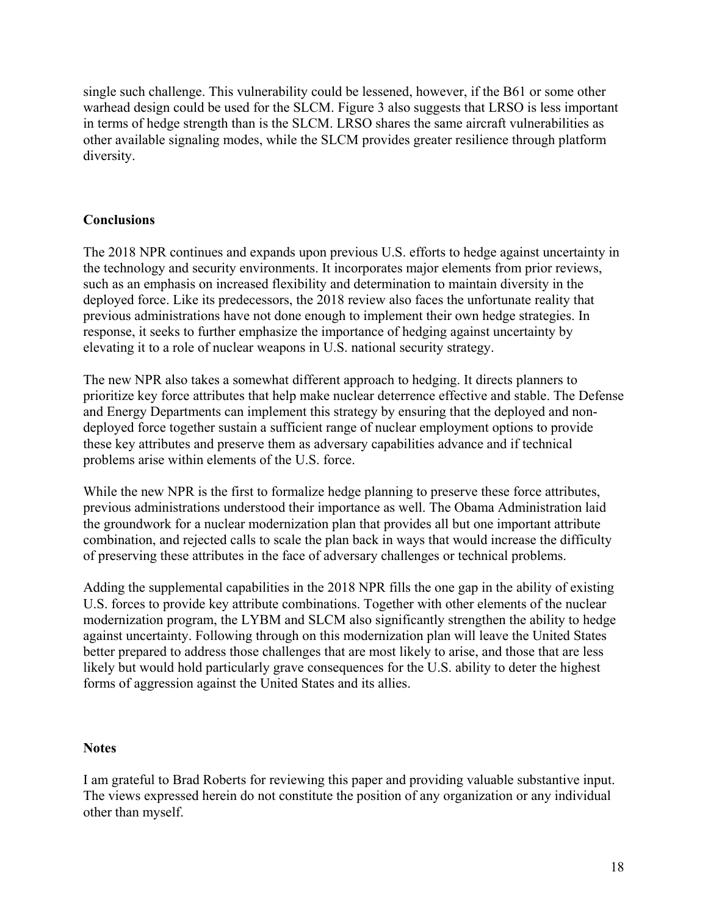single such challenge. This vulnerability could be lessened, however, if the B61 or some other warhead design could be used for the SLCM. Figure 3 also suggests that LRSO is less important in terms of hedge strength than is the SLCM. LRSO shares the same aircraft vulnerabilities as other available signaling modes, while the SLCM provides greater resilience through platform diversity.

## Conclusions

The 2018 NPR continues and expands upon previous U.S. efforts to hedge against uncertainty in the technology and security environments. It incorporates major elements from prior reviews, such as an emphasis on increased flexibility and determination to maintain diversity in the deployed force. Like its predecessors, the 2018 review also faces the unfortunate reality that previous administrations have not done enough to implement their own hedge strategies. In response, it seeks to further emphasize the importance of hedging against uncertainty by elevating it to a role of nuclear weapons in U.S. national security strategy.

The new NPR also takes a somewhat different approach to hedging. It directs planners to prioritize key force attributes that help make nuclear deterrence effective and stable. The Defense and Energy Departments can implement this strategy by ensuring that the deployed and non-deployed force together sustain a sufficient range of nuclear employment options to provide these key attributes and preserve them as adversary capabilities advance and if technical problems arise within elements of the U.S. force.

While the new NPR is the first to formalize hedge planning to preserve these force attributes, previous administrations understood their importance as well. The Obama Administration laid the groundwork for a nuclear modernization plan that provides all but one important attribute combination, and rejected calls to scale the plan back in ways that would increase the difficulty of preserving these attributes in the face of adversary challenges or technical problems.

Adding the supplemental capabilities in the 2018 NPR fills the one gap in the ability of existing U.S. forces to provide key attribute combinations. Together with other elements of the nuclear modernization program, the LYBM and SLCM also significantly strengthen the ability to hedge against uncertainty. Following through on this modernization plan will leave the United States better prepared to address those challenges that are most likely to arise, and those that are less likely but would hold particularly grave consequences for the U.S. ability to deter the highest forms of aggression against the United States and its allies.

## Notes

I am grateful to Brad Roberts for reviewing this paper and providing valuable substantive input. The views expressed herein do not constitute the position of any organization or any individual other than myself.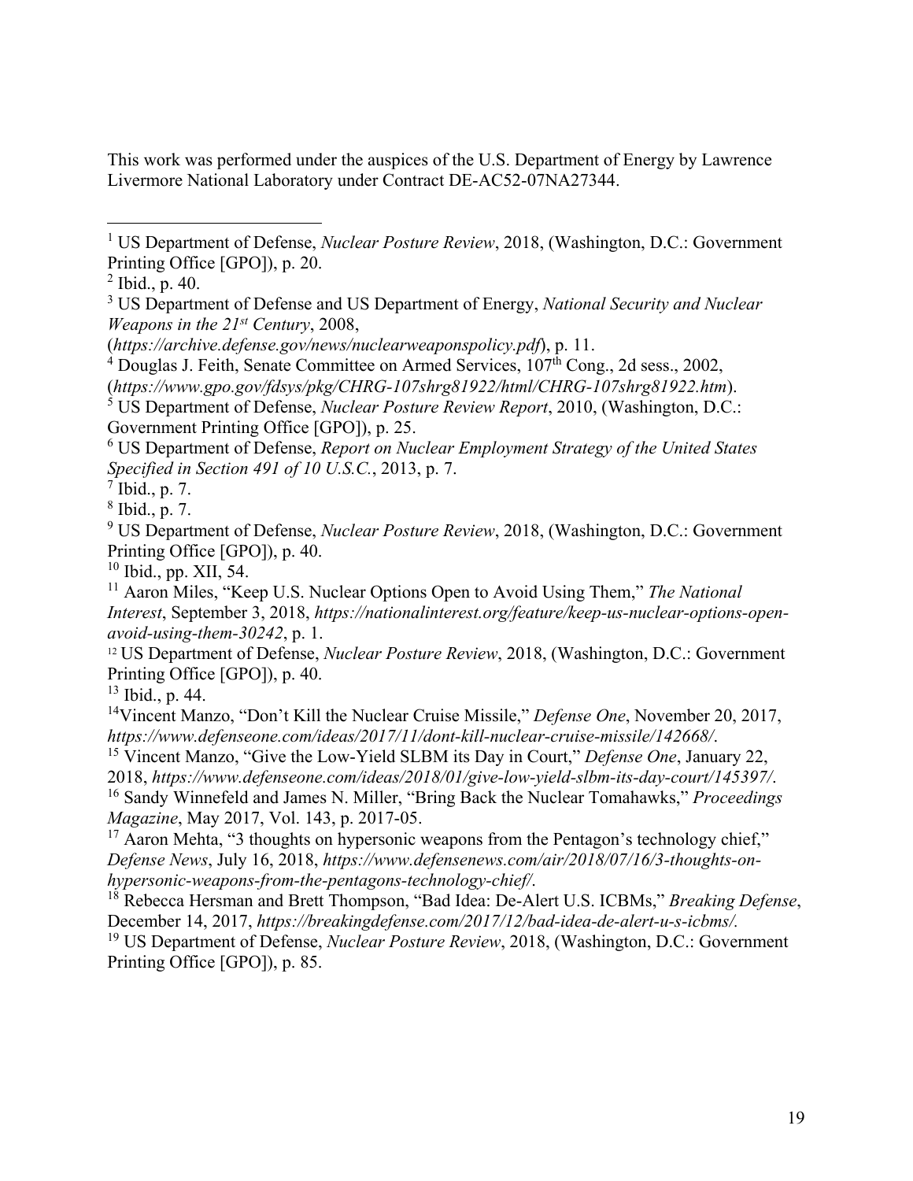This work was performed under the auspices of the U.S. Department of Energy by Lawrence Livermore National Laboratory under Contract DE-AC52-07NA27344.

---

[1] US Department of Defense, *Nuclear Posture Review*, 2018, (Washington, D.C.: Government Printing Office [GPO]), p. 20.

[2] Ibid., p. 40.

[3] US Department of Defense and US Department of Energy, *National Security and Nuclear Weapons in the 21st Century*, 2008, (*https://archive.defense.gov/news/nuclearweaponspolicy.pdf*), p. 11.

[4] Douglas J. Feith, Senate Committee on Armed Services, 107th Cong., 2d sess., 2002, (*https://www.gpo.gov/fdsys/pkg/CHRG-107shrg81922/html/CHRG-107shrg81922.htm*).

[5] US Department of Defense, *Nuclear Posture Review Report*, 2010, (Washington, D.C.: Government Printing Office [GPO]), p. 25.

[6] US Department of Defense, *Report on Nuclear Employment Strategy of the United States Specified in Section 491 of 10 U.S.C.*, 2013, p. 7.

[7] Ibid., p. 7.

[8] Ibid., p. 7.

[9] US Department of Defense, *Nuclear Posture Review*, 2018, (Washington, D.C.: Government Printing Office [GPO]), p. 40.

[10] Ibid., pp. XII, 54.

[11] Aaron Miles, "Keep U.S. Nuclear Options Open to Avoid Using Them," *The National Interest*, September 3, 2018, *https://nationalinterest.org/feature/keep-us-nuclear-options-open-avoid-using-them-30242*, p. 1.

[12] US Department of Defense, *Nuclear Posture Review*, 2018, (Washington, D.C.: Government Printing Office [GPO]), p. 40.

[13] Ibid., p. 44.

[14] Vincent Manzo, "Don't Kill the Nuclear Cruise Missile," *Defense One*, November 20, 2017, *https://www.defenseone.com/ideas/2017/11/dont-kill-nuclear-cruise-missile/142668/*.

[15] Vincent Manzo, "Give the Low-Yield SLBM its Day in Court," *Defense One*, January 22, 2018, *https://www.defenseone.com/ideas/2018/01/give-low-yield-slbm-its-day-court/145397/*.

[16] Sandy Winnefeld and James N. Miller, "Bring Back the Nuclear Tomahawks," *Proceedings Magazine*, May 2017, Vol. 143, p. 2017-05.

[17] Aaron Mehta, "3 thoughts on hypersonic weapons from the Pentagon's technology chief," *Defense News*, July 16, 2018, *https://www.defensenews.com/air/2018/07/16/3-thoughts-on-hypersonic-weapons-from-the-pentagons-technology-chief/*.

[18] Rebecca Hersman and Brett Thompson, "Bad Idea: De-Alert U.S. ICBMs," *Breaking Defense*, December 14, 2017, *https://breakingdefense.com/2017/12/bad-idea-de-alert-u-s-icbms/.*

[19] US Department of Defense, *Nuclear Posture Review*, 2018, (Washington, D.C.: Government Printing Office [GPO]), p. 85.